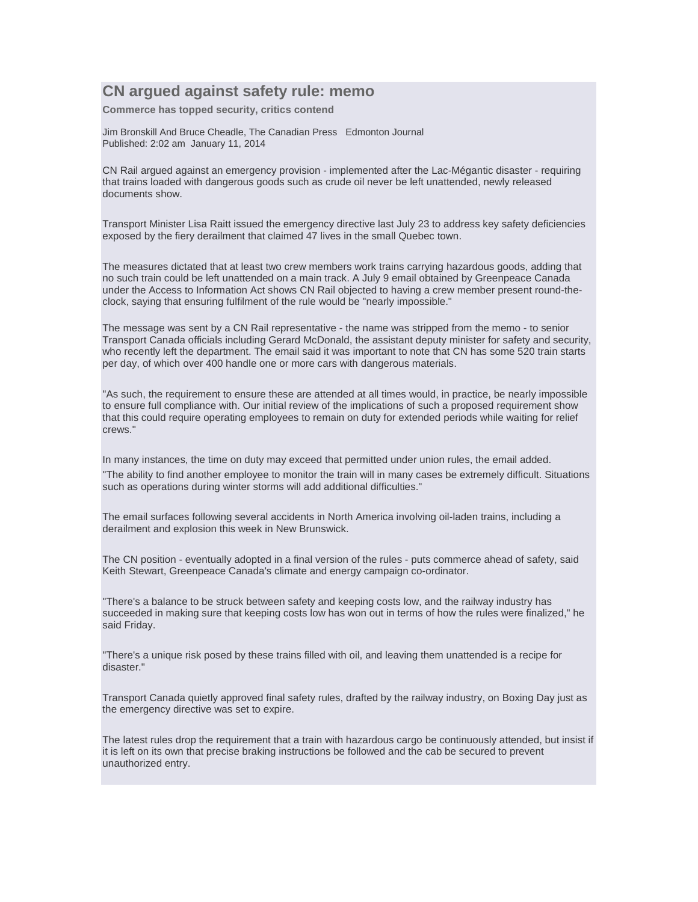# CN argued against safety rule: memo

**Commerce has topped security, critics contend**

Jim Bronskill And Bruce Cheadle, The Canadian Press   Edmonton Journal
Published: 2:02 am  January 11, 2014

CN Rail argued against an emergency provision - implemented after the Lac-Mégantic disaster - requiring that trains loaded with dangerous goods such as crude oil never be left unattended, newly released documents show.

Transport Minister Lisa Raitt issued the emergency directive last July 23 to address key safety deficiencies exposed by the fiery derailment that claimed 47 lives in the small Quebec town.

The measures dictated that at least two crew members work trains carrying hazardous goods, adding that no such train could be left unattended on a main track. A July 9 email obtained by Greenpeace Canada under the Access to Information Act shows CN Rail objected to having a crew member present round-the-clock, saying that ensuring fulfilment of the rule would be "nearly impossible."

The message was sent by a CN Rail representative - the name was stripped from the memo - to senior Transport Canada officials including Gerard McDonald, the assistant deputy minister for safety and security, who recently left the department. The email said it was important to note that CN has some 520 train starts per day, of which over 400 handle one or more cars with dangerous materials.

"As such, the requirement to ensure these are attended at all times would, in practice, be nearly impossible to ensure full compliance with. Our initial review of the implications of such a proposed requirement show that this could require operating employees to remain on duty for extended periods while waiting for relief crews."

In many instances, the time on duty may exceed that permitted under union rules, the email added.

"The ability to find another employee to monitor the train will in many cases be extremely difficult. Situations such as operations during winter storms will add additional difficulties."

The email surfaces following several accidents in North America involving oil-laden trains, including a derailment and explosion this week in New Brunswick.

The CN position - eventually adopted in a final version of the rules - puts commerce ahead of safety, said Keith Stewart, Greenpeace Canada's climate and energy campaign co-ordinator.

"There's a balance to be struck between safety and keeping costs low, and the railway industry has succeeded in making sure that keeping costs low has won out in terms of how the rules were finalized," he said Friday.

"There's a unique risk posed by these trains filled with oil, and leaving them unattended is a recipe for disaster."

Transport Canada quietly approved final safety rules, drafted by the railway industry, on Boxing Day just as the emergency directive was set to expire.

The latest rules drop the requirement that a train with hazardous cargo be continuously attended, but insist if it is left on its own that precise braking instructions be followed and the cab be secured to prevent unauthorized entry.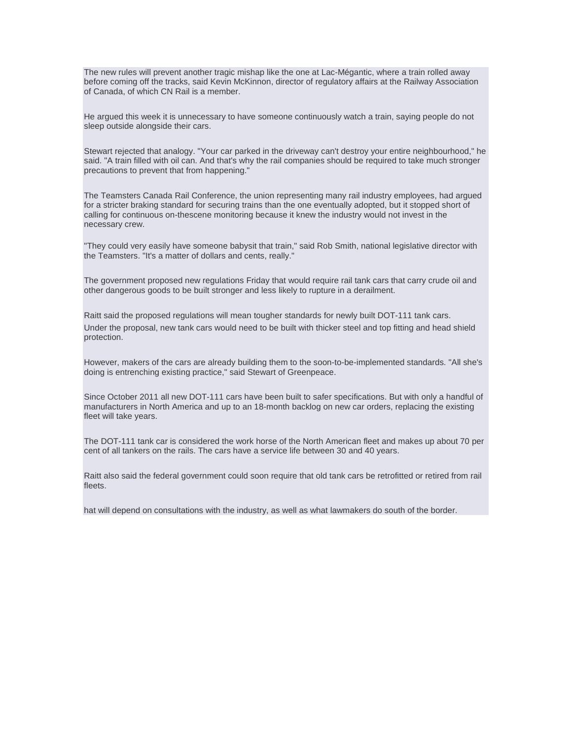The new rules will prevent another tragic mishap like the one at Lac-Mégantic, where a train rolled away before coming off the tracks, said Kevin McKinnon, director of regulatory affairs at the Railway Association of Canada, of which CN Rail is a member.

He argued this week it is unnecessary to have someone continuously watch a train, saying people do not sleep outside alongside their cars.

Stewart rejected that analogy. "Your car parked in the driveway can't destroy your entire neighbourhood," he said. "A train filled with oil can. And that's why the rail companies should be required to take much stronger precautions to prevent that from happening."

The Teamsters Canada Rail Conference, the union representing many rail industry employees, had argued for a stricter braking standard for securing trains than the one eventually adopted, but it stopped short of calling for continuous on-thescene monitoring because it knew the industry would not invest in the necessary crew.

"They could very easily have someone babysit that train," said Rob Smith, national legislative director with the Teamsters. "It's a matter of dollars and cents, really."

The government proposed new regulations Friday that would require rail tank cars that carry crude oil and other dangerous goods to be built stronger and less likely to rupture in a derailment.

Raitt said the proposed regulations will mean tougher standards for newly built DOT-111 tank cars. Under the proposal, new tank cars would need to be built with thicker steel and top fitting and head shield protection.

However, makers of the cars are already building them to the soon-to-be-implemented standards. "All she's doing is entrenching existing practice," said Stewart of Greenpeace.

Since October 2011 all new DOT-111 cars have been built to safer specifications. But with only a handful of manufacturers in North America and up to an 18-month backlog on new car orders, replacing the existing fleet will take years.

The DOT-111 tank car is considered the work horse of the North American fleet and makes up about 70 per cent of all tankers on the rails. The cars have a service life between 30 and 40 years.

Raitt also said the federal government could soon require that old tank cars be retrofitted or retired from rail fleets.

hat will depend on consultations with the industry, as well as what lawmakers do south of the border.